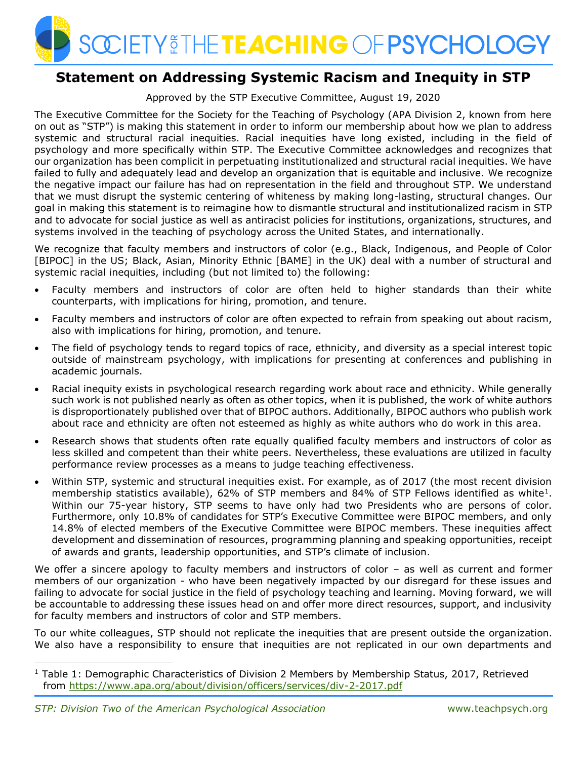# Statement on Addressing Systemic Racism and Inequity in STP

Approved by the STP Executive Committee, August 19, 2020

The Executive Committee for the Society for the Teaching of Psychology (APA Division 2, known from here on out as "STP") is making this statement in order to inform our membership about how we plan to address systemic and structural racial inequities. Racial inequities have long existed, including in the field of psychology and more specifically within STP. The Executive Committee acknowledges and recognizes that our organization has been complicit in perpetuating institutionalized and structural racial inequities. We have failed to fully and adequately lead and develop an organization that is equitable and inclusive. We recognize the negative impact our failure has had on representation in the field and throughout STP. We understand that we must disrupt the systemic centering of whiteness by making long-lasting, structural changes. Our goal in making this statement is to reimagine how to dismantle structural and institutionalized racism in STP and to advocate for social justice as well as antiracist policies for institutions, organizations, structures, and systems involved in the teaching of psychology across the United States, and internationally.

We recognize that faculty members and instructors of color (e.g., Black, Indigenous, and People of Color [BIPOC] in the US; Black, Asian, Minority Ethnic [BAME] in the UK) deal with a number of structural and systemic racial inequities, including (but not limited to) the following:

- Faculty members and instructors of color are often held to higher standards than their white counterparts, with implications for hiring, promotion, and tenure.
- Faculty members and instructors of color are often expected to refrain from speaking out about racism, also with implications for hiring, promotion, and tenure.
- The field of psychology tends to regard topics of race, ethnicity, and diversity as a special interest topic outside of mainstream psychology, with implications for presenting at conferences and publishing in academic journals.
- Racial inequity exists in psychological research regarding work about race and ethnicity. While generally such work is not published nearly as often as other topics, when it is published, the work of white authors is disproportionately published over that of BIPOC authors. Additionally, BIPOC authors who publish work about race and ethnicity are often not esteemed as highly as white authors who do work in this area.
- Research shows that students often rate equally qualified faculty members and instructors of color as less skilled and competent than their white peers. Nevertheless, these evaluations are utilized in faculty performance review processes as a means to judge teaching effectiveness.
- Within STP, systemic and structural inequities exist. For example, as of 2017 (the most recent division membership statistics available), 62% of STP members and 84% of STP Fellows identified as white[1]. Within our 75-year history, STP seems to have only had two Presidents who are persons of color. Furthermore, only 10.8% of candidates for STP's Executive Committee were BIPOC members, and only 14.8% of elected members of the Executive Committee were BIPOC members. These inequities affect development and dissemination of resources, programming planning and speaking opportunities, receipt of awards and grants, leadership opportunities, and STP's climate of inclusion.

We offer a sincere apology to faculty members and instructors of color – as well as current and former members of our organization - who have been negatively impacted by our disregard for these issues and failing to advocate for social justice in the field of psychology teaching and learning. Moving forward, we will be accountable to addressing these issues head on and offer more direct resources, support, and inclusivity for faculty members and instructors of color and STP members.

To our white colleagues, STP should not replicate the inequities that are present outside the organization. We also have a responsibility to ensure that inequities are not replicated in our own departments and

[1] Table 1: Demographic Characteristics of Division 2 Members by Membership Status, 2017, Retrieved from https://www.apa.org/about/division/officers/services/div-2-2017.pdf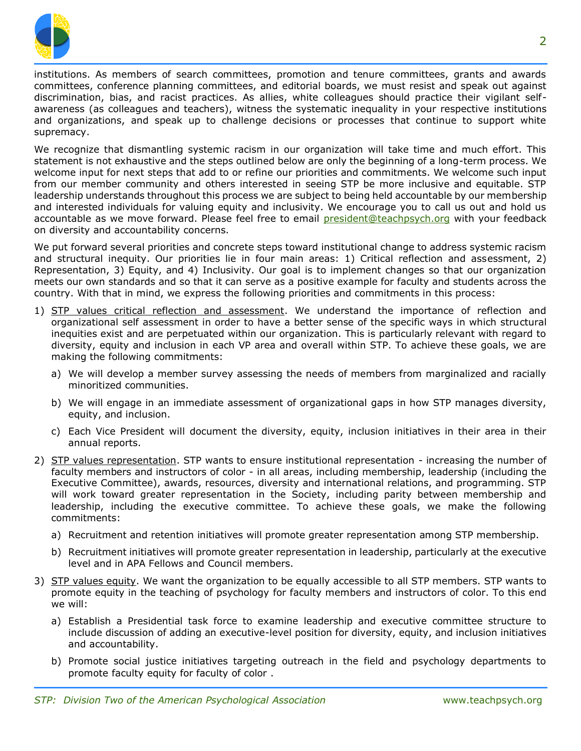institutions. As members of search committees, promotion and tenure committees, grants and awards committees, conference planning committees, and editorial boards, we must resist and speak out against discrimination, bias, and racist practices. As allies, white colleagues should practice their vigilant self-awareness (as colleagues and teachers), witness the systematic inequality in your respective institutions and organizations, and speak up to challenge decisions or processes that continue to support white supremacy.

We recognize that dismantling systemic racism in our organization will take time and much effort. This statement is not exhaustive and the steps outlined below are only the beginning of a long-term process. We welcome input for next steps that add to or refine our priorities and commitments. We welcome such input from our member community and others interested in seeing STP be more inclusive and equitable. STP leadership understands throughout this process we are subject to being held accountable by our membership and interested individuals for valuing equity and inclusivity. We encourage you to call us out and hold us accountable as we move forward. Please feel free to email president@teachpsych.org with your feedback on diversity and accountability concerns.

We put forward several priorities and concrete steps toward institutional change to address systemic racism and structural inequity. Our priorities lie in four main areas: 1) Critical reflection and assessment, 2) Representation, 3) Equity, and 4) Inclusivity. Our goal is to implement changes so that our organization meets our own standards and so that it can serve as a positive example for faculty and students across the country. With that in mind, we express the following priorities and commitments in this process:

1) STP values critical reflection and assessment. We understand the importance of reflection and organizational self assessment in order to have a better sense of the specific ways in which structural inequities exist and are perpetuated within our organization. This is particularly relevant with regard to diversity, equity and inclusion in each VP area and overall within STP. To achieve these goals, we are making the following commitments:
   a) We will develop a member survey assessing the needs of members from marginalized and racially minoritized communities.
   b) We will engage in an immediate assessment of organizational gaps in how STP manages diversity, equity, and inclusion.
   c) Each Vice President will document the diversity, equity, inclusion initiatives in their area in their annual reports.
2) STP values representation. STP wants to ensure institutional representation - increasing the number of faculty members and instructors of color - in all areas, including membership, leadership (including the Executive Committee), awards, resources, diversity and international relations, and programming. STP will work toward greater representation in the Society, including parity between membership and leadership, including the executive committee. To achieve these goals, we make the following commitments:
   a) Recruitment and retention initiatives will promote greater representation among STP membership.
   b) Recruitment initiatives will promote greater representation in leadership, particularly at the executive level and in APA Fellows and Council members.
3) STP values equity. We want the organization to be equally accessible to all STP members. STP wants to promote equity in the teaching of psychology for faculty members and instructors of color. To this end we will:
   a) Establish a Presidential task force to examine leadership and executive committee structure to include discussion of adding an executive-level position for diversity, equity, and inclusion initiatives and accountability.
   b) Promote social justice initiatives targeting outreach in the field and psychology departments to promote faculty equity for faculty of color .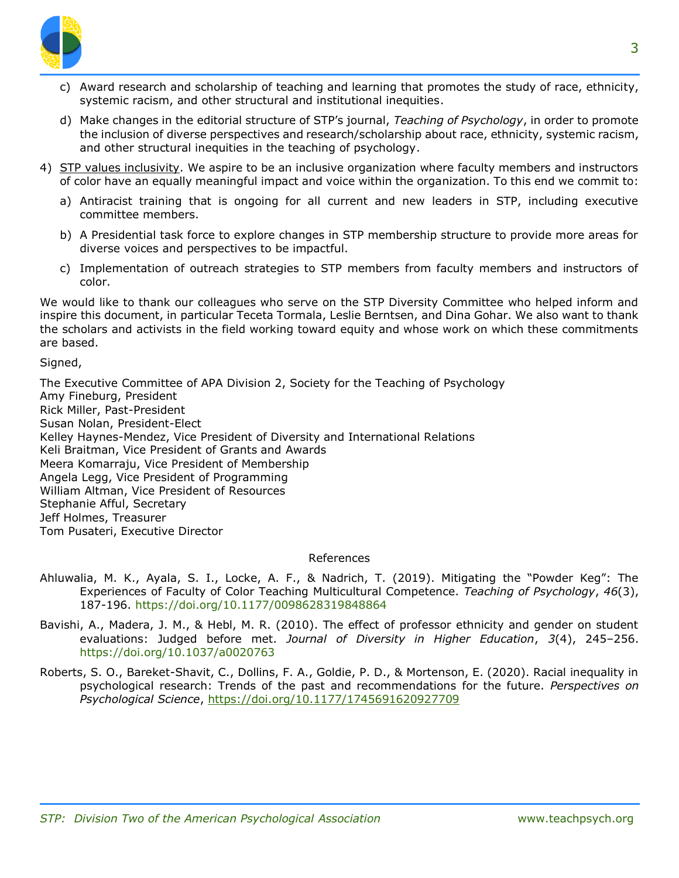c) Award research and scholarship of teaching and learning that promotes the study of race, ethnicity, systemic racism, and other structural and institutional inequities.

d) Make changes in the editorial structure of STP's journal, *Teaching of Psychology*, in order to promote the inclusion of diverse perspectives and research/scholarship about race, ethnicity, systemic racism, and other structural inequities in the teaching of psychology.

4) STP values inclusivity. We aspire to be an inclusive organization where faculty members and instructors of color have an equally meaningful impact and voice within the organization. To this end we commit to:

   a) Antiracist training that is ongoing for all current and new leaders in STP, including executive committee members.

   b) A Presidential task force to explore changes in STP membership structure to provide more areas for diverse voices and perspectives to be impactful.

   c) Implementation of outreach strategies to STP members from faculty members and instructors of color.

We would like to thank our colleagues who serve on the STP Diversity Committee who helped inform and inspire this document, in particular Teceta Tormala, Leslie Berntsen, and Dina Gohar. We also want to thank the scholars and activists in the field working toward equity and whose work on which these commitments are based.

Signed,

The Executive Committee of APA Division 2, Society for the Teaching of Psychology
Amy Fineburg, President
Rick Miller, Past-President
Susan Nolan, President-Elect
Kelley Haynes-Mendez, Vice President of Diversity and International Relations
Keli Braitman, Vice President of Grants and Awards
Meera Komarraju, Vice President of Membership
Angela Legg, Vice President of Programming
William Altman, Vice President of Resources
Stephanie Afful, Secretary
Jeff Holmes, Treasurer
Tom Pusateri, Executive Director

## References

Ahluwalia, M. K., Ayala, S. I., Locke, A. F., & Nadrich, T. (2019). Mitigating the "Powder Keg": The Experiences of Faculty of Color Teaching Multicultural Competence. *Teaching of Psychology*, *46*(3), 187-196. https://doi.org/10.1177/0098628319848864

Bavishi, A., Madera, J. M., & Hebl, M. R. (2010). The effect of professor ethnicity and gender on student evaluations: Judged before met. *Journal of Diversity in Higher Education*, *3*(4), 245–256. https://doi.org/10.1037/a0020763

Roberts, S. O., Bareket-Shavit, C., Dollins, F. A., Goldie, P. D., & Mortenson, E. (2020). Racial inequality in psychological research: Trends of the past and recommendations for the future. *Perspectives on Psychological Science*, https://doi.org/10.1177/1745691620927709